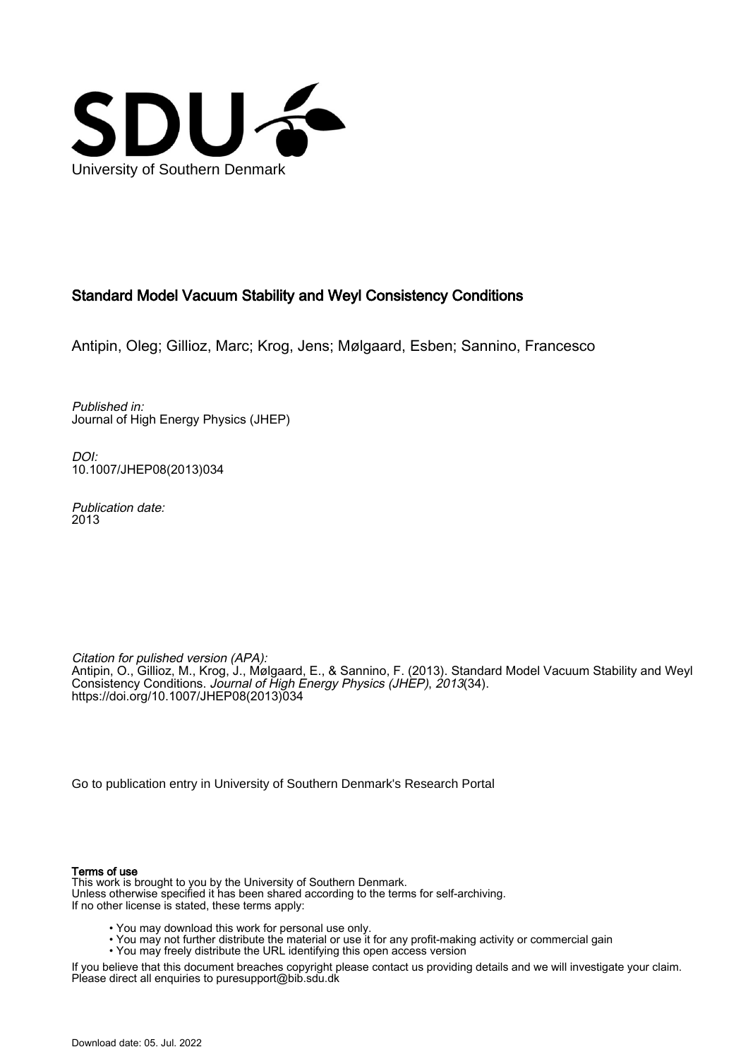University of Southern Denmark

## Standard Model Vacuum Stability and Weyl Consistency Conditions

Antipin, Oleg; Gillioz, Marc; Krog, Jens; Mølgaard, Esben; Sannino, Francesco

*Published in:*
Journal of High Energy Physics (JHEP)

*DOI:*
10.1007/JHEP08(2013)034

*Publication date:*
2013

*Citation for pulished version (APA):*
Antipin, O., Gillioz, M., Krog, J., Mølgaard, E., & Sannino, F. (2013). Standard Model Vacuum Stability and Weyl Consistency Conditions. *Journal of High Energy Physics (JHEP)*, *2013*(34). https://doi.org/10.1007/JHEP08(2013)034

Go to publication entry in University of Southern Denmark's Research Portal

**Terms of use**
This work is brought to you by the University of Southern Denmark.
Unless otherwise specified it has been shared according to the terms for self-archiving.
If no other license is stated, these terms apply:

- You may download this work for personal use only.
- You may not further distribute the material or use it for any profit-making activity or commercial gain
- You may freely distribute the URL identifying this open access version

If you believe that this document breaches copyright please contact us providing details and we will investigate your claim.
Please direct all enquiries to puresupport@bib.sdu.dk

Download date: 05. Jul. 2022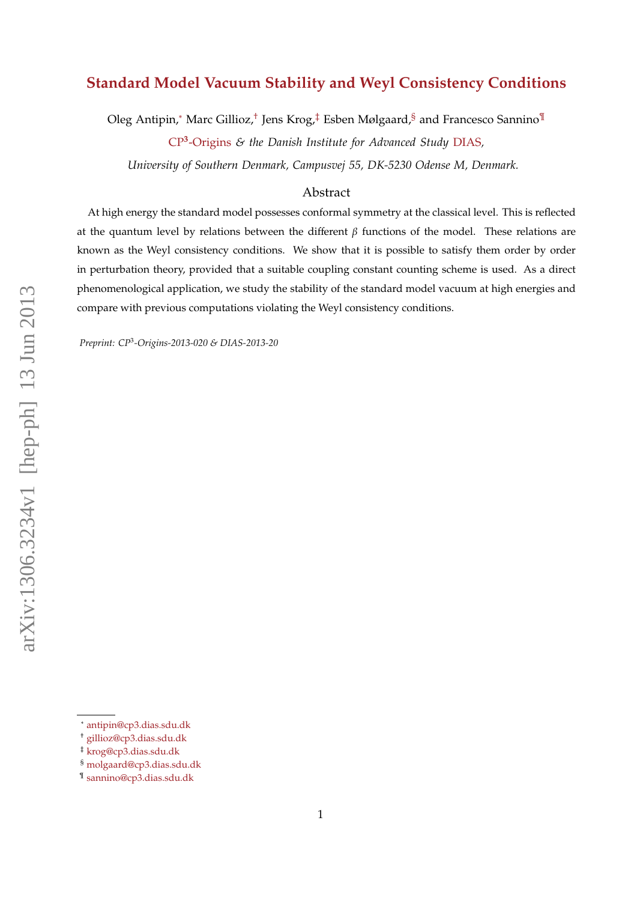# Standard Model Vacuum Stability and Weyl Consistency Conditions

Oleg Antipin,[*] Marc Gillioz,[†] Jens Krog,[‡] Esben Mølgaard,[§] and Francesco Sannino[¶]

*CP³-Origins & the Danish Institute for Advanced Study DIAS,*

*University of Southern Denmark, Campusvej 55, DK-5230 Odense M, Denmark.*

## Abstract

At high energy the standard model possesses conformal symmetry at the classical level. This is reflected at the quantum level by relations between the different $\beta$ functions of the model. These relations are known as the Weyl consistency conditions. We show that it is possible to satisfy them order by order in perturbation theory, provided that a suitable coupling constant counting scheme is used. As a direct phenomenological application, we study the stability of the standard model vacuum at high energies and compare with previous computations violating the Weyl consistency conditions.

*Preprint: CP³-Origins-2013-020 & DIAS-2013-20*

arXiv:1306.3234v1 [hep-ph] 13 Jun 2013

[*] antipin@cp3.dias.sdu.dk
[†] gillioz@cp3.dias.sdu.dk
[‡] krog@cp3.dias.sdu.dk
[§] molgaard@cp3.dias.sdu.dk
[¶] sannino@cp3.dias.sdu.dk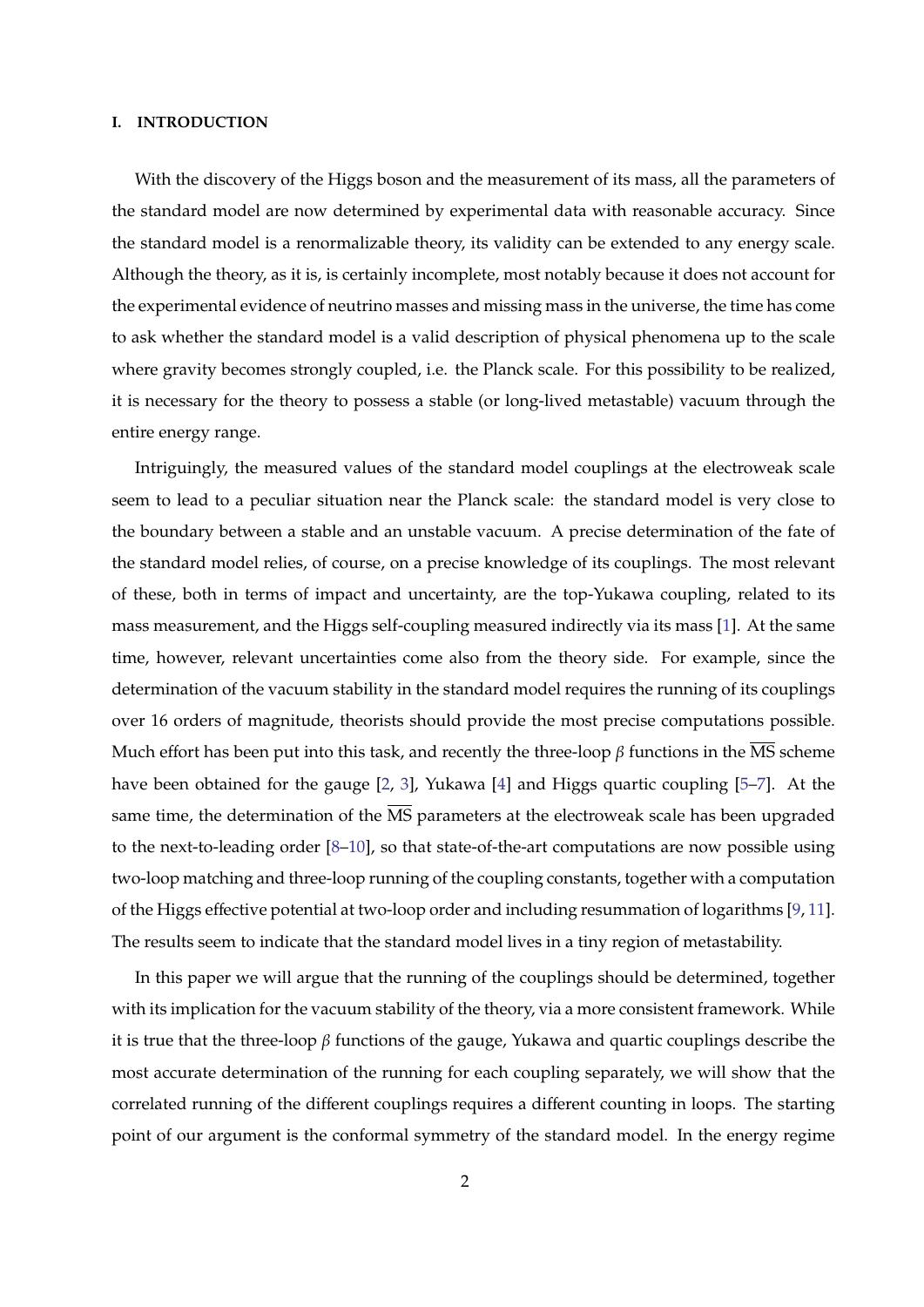## I. INTRODUCTION

With the discovery of the Higgs boson and the measurement of its mass, all the parameters of the standard model are now determined by experimental data with reasonable accuracy. Since the standard model is a renormalizable theory, its validity can be extended to any energy scale. Although the theory, as it is, is certainly incomplete, most notably because it does not account for the experimental evidence of neutrino masses and missing mass in the universe, the time has come to ask whether the standard model is a valid description of physical phenomena up to the scale where gravity becomes strongly coupled, i.e. the Planck scale. For this possibility to be realized, it is necessary for the theory to possess a stable (or long-lived metastable) vacuum through the entire energy range.

Intriguingly, the measured values of the standard model couplings at the electroweak scale seem to lead to a peculiar situation near the Planck scale: the standard model is very close to the boundary between a stable and an unstable vacuum. A precise determination of the fate of the standard model relies, of course, on a precise knowledge of its couplings. The most relevant of these, both in terms of impact and uncertainty, are the top-Yukawa coupling, related to its mass measurement, and the Higgs self-coupling measured indirectly via its mass [1]. At the same time, however, relevant uncertainties come also from the theory side. For example, since the determination of the vacuum stability in the standard model requires the running of its couplings over 16 orders of magnitude, theorists should provide the most precise computations possible. Much effort has been put into this task, and recently the three-loop $\beta$ functions in the $\overline{\text{MS}}$ scheme have been obtained for the gauge [2, 3], Yukawa [4] and Higgs quartic coupling [5–7]. At the same time, the determination of the $\overline{\text{MS}}$ parameters at the electroweak scale has been upgraded to the next-to-leading order [8–10], so that state-of-the-art computations are now possible using two-loop matching and three-loop running of the coupling constants, together with a computation of the Higgs effective potential at two-loop order and including resummation of logarithms [9, 11]. The results seem to indicate that the standard model lives in a tiny region of metastability.

In this paper we will argue that the running of the couplings should be determined, together with its implication for the vacuum stability of the theory, via a more consistent framework. While it is true that the three-loop $\beta$ functions of the gauge, Yukawa and quartic couplings describe the most accurate determination of the running for each coupling separately, we will show that the correlated running of the different couplings requires a different counting in loops. The starting point of our argument is the conformal symmetry of the standard model. In the energy regime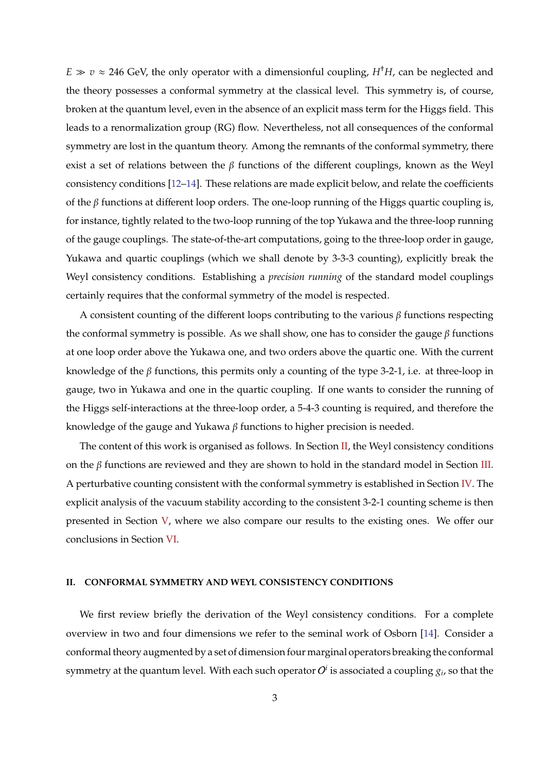$E \gg v \approx 246$ GeV, the only operator with a dimensionful coupling, $H^\dagger H$, can be neglected and the theory possesses a conformal symmetry at the classical level. This symmetry is, of course, broken at the quantum level, even in the absence of an explicit mass term for the Higgs field. This leads to a renormalization group (RG) flow. Nevertheless, not all consequences of the conformal symmetry are lost in the quantum theory. Among the remnants of the conformal symmetry, there exist a set of relations between the $\beta$ functions of the different couplings, known as the Weyl consistency conditions [12–14]. These relations are made explicit below, and relate the coefficients of the $\beta$ functions at different loop orders. The one-loop running of the Higgs quartic coupling is, for instance, tightly related to the two-loop running of the top Yukawa and the three-loop running of the gauge couplings. The state-of-the-art computations, going to the three-loop order in gauge, Yukawa and quartic couplings (which we shall denote by 3-3-3 counting), explicitly break the Weyl consistency conditions. Establishing a *precision running* of the standard model couplings certainly requires that the conformal symmetry of the model is respected.

A consistent counting of the different loops contributing to the various $\beta$ functions respecting the conformal symmetry is possible. As we shall show, one has to consider the gauge $\beta$ functions at one loop order above the Yukawa one, and two orders above the quartic one. With the current knowledge of the $\beta$ functions, this permits only a counting of the type 3-2-1, i.e. at three-loop in gauge, two in Yukawa and one in the quartic coupling. If one wants to consider the running of the Higgs self-interactions at the three-loop order, a 5-4-3 counting is required, and therefore the knowledge of the gauge and Yukawa $\beta$ functions to higher precision is needed.

The content of this work is organised as follows. In Section II, the Weyl consistency conditions on the $\beta$ functions are reviewed and they are shown to hold in the standard model in Section III. A perturbative counting consistent with the conformal symmetry is established in Section IV. The explicit analysis of the vacuum stability according to the consistent 3-2-1 counting scheme is then presented in Section V, where we also compare our results to the existing ones. We offer our conclusions in Section VI.

## II. CONFORMAL SYMMETRY AND WEYL CONSISTENCY CONDITIONS

We first review briefly the derivation of the Weyl consistency conditions. For a complete overview in two and four dimensions we refer to the seminal work of Osborn [14]. Consider a conformal theory augmented by a set of dimension four marginal operators breaking the conformal symmetry at the quantum level. With each such operator $O^i$ is associated a coupling $g_i$, so that the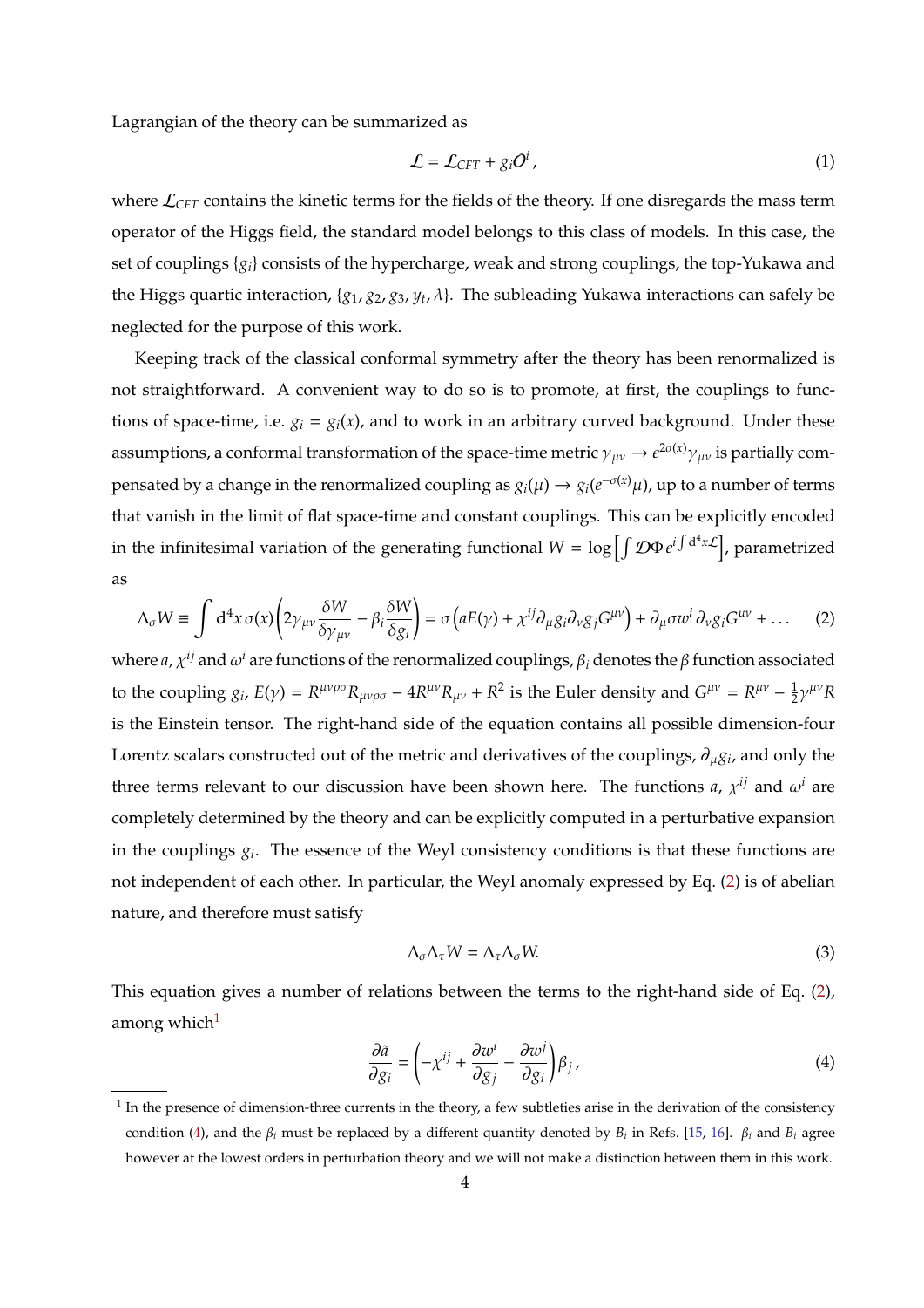Lagrangian of the theory can be summarized as

$$\mathcal{L} = \mathcal{L}_{CFT} + g_i \mathcal{O}^i \,, \tag{1}$$

where $\mathcal{L}_{CFT}$ contains the kinetic terms for the fields of the theory. If one disregards the mass term operator of the Higgs field, the standard model belongs to this class of models. In this case, the set of couplings $\{g_i\}$ consists of the hypercharge, weak and strong couplings, the top-Yukawa and the Higgs quartic interaction, $\{g_1, g_2, g_3, y_t, \lambda\}$. The subleading Yukawa interactions can safely be neglected for the purpose of this work.

Keeping track of the classical conformal symmetry after the theory has been renormalized is not straightforward. A convenient way to do so is to promote, at first, the couplings to functions of space-time, i.e. $g_i = g_i(x)$, and to work in an arbitrary curved background. Under these assumptions, a conformal transformation of the space-time metric $\gamma_{\mu\nu} \to e^{2\sigma(x)}\gamma_{\mu\nu}$ is partially compensated by a change in the renormalized coupling as $g_i(\mu) \to g_i(e^{-\sigma(x)}\mu)$, up to a number of terms that vanish in the limit of flat space-time and constant couplings. This can be explicitly encoded in the infinitesimal variation of the generating functional $W = \log\left[\int \mathcal{D}\Phi\, e^{i\int \mathrm{d}^4x \mathcal{L}}\right]$, parametrized as

$$\Delta_\sigma W \equiv \int \mathrm{d}^4x\, \sigma(x)\left(2\gamma_{\mu\nu}\frac{\delta W}{\delta\gamma_{\mu\nu}} - \beta_i \frac{\delta W}{\delta g_i}\right) = \sigma\left(aE(\gamma) + \chi^{ij}\partial_\mu g_i \partial_\nu g_j G^{\mu\nu}\right) + \partial_\mu \sigma w^i\, \partial_\nu g_i G^{\mu\nu} + \ldots \tag{2}$$

where $a$, $\chi^{ij}$ and $\omega^i$ are functions of the renormalized couplings, $\beta_i$ denotes the $\beta$ function associated to the coupling $g_i$, $E(\gamma) = R^{\mu\nu\rho\sigma}R_{\mu\nu\rho\sigma} - 4R^{\mu\nu}R_{\mu\nu} + R^2$ is the Euler density and $G^{\mu\nu} = R^{\mu\nu} - \frac{1}{2}\gamma^{\mu\nu}R$ is the Einstein tensor. The right-hand side of the equation contains all possible dimension-four Lorentz scalars constructed out of the metric and derivatives of the couplings, $\partial_\mu g_i$, and only the three terms relevant to our discussion have been shown here. The functions $a$, $\chi^{ij}$ and $\omega^i$ are completely determined by the theory and can be explicitly computed in a perturbative expansion in the couplings $g_i$. The essence of the Weyl consistency conditions is that these functions are not independent of each other. In particular, the Weyl anomaly expressed by Eq. (2) is of abelian nature, and therefore must satisfy

$$\Delta_\sigma \Delta_\tau W = \Delta_\tau \Delta_\sigma W. \tag{3}$$

This equation gives a number of relations between the terms to the right-hand side of Eq. (2), among which[1]

$$\frac{\partial \tilde{a}}{\partial g_i} = \left(-\chi^{ij} + \frac{\partial w^i}{\partial g_j} - \frac{\partial w^j}{\partial g_i}\right)\beta_j \,, \tag{4}$$

[1] In the presence of dimension-three currents in the theory, a few subtleties arise in the derivation of the consistency condition (4), and the $\beta_i$ must be replaced by a different quantity denoted by $B_i$ in Refs. [15, 16]. $\beta_i$ and $B_i$ agree however at the lowest orders in perturbation theory and we will not make a distinction between them in this work.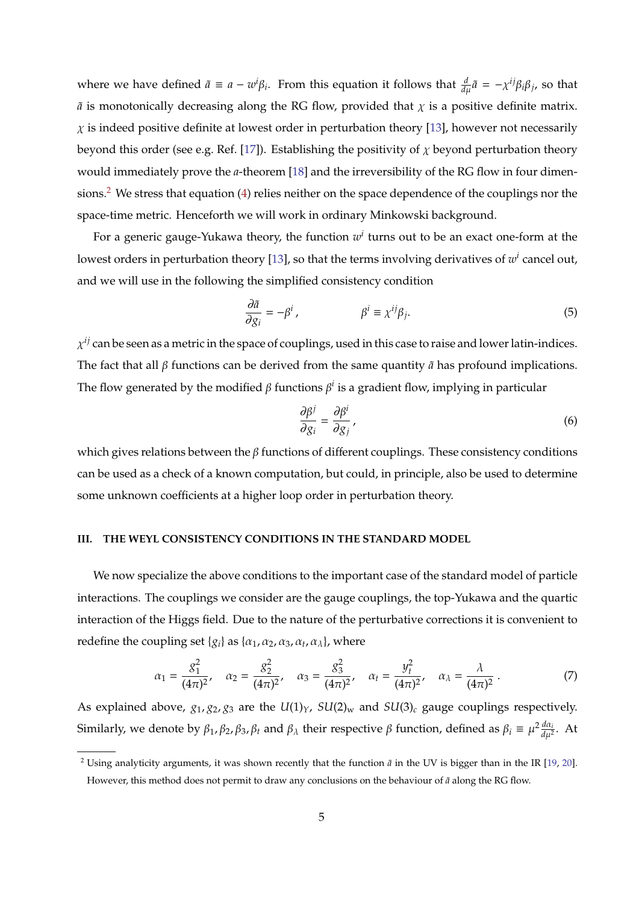where we have defined $\tilde{a} \equiv a - w^i \beta_i$. From this equation it follows that $\frac{d}{d\mu}\tilde{a} = -\chi^{ij}\beta_i\beta_j$, so that $\tilde{a}$ is monotonically decreasing along the RG flow, provided that $\chi$ is a positive definite matrix. $\chi$ is indeed positive definite at lowest order in perturbation theory [13], however not necessarily beyond this order (see e.g. Ref. [17]). Establishing the positivity of $\chi$ beyond perturbation theory would immediately prove the $a$-theorem [18] and the irreversibility of the RG flow in four dimensions.[2] We stress that equation (4) relies neither on the space dependence of the couplings nor the space-time metric. Henceforth we will work in ordinary Minkowski background.

For a generic gauge-Yukawa theory, the function $w^i$ turns out to be an exact one-form at the lowest orders in perturbation theory [13], so that the terms involving derivatives of $w^i$ cancel out, and we will use in the following the simplified consistency condition

$$\frac{\partial \tilde{a}}{\partial g_i} = -\beta^i \,, \qquad\qquad \beta^i \equiv \chi^{ij}\beta_j. \tag{5}$$

$\chi^{ij}$ can be seen as a metric in the space of couplings, used in this case to raise and lower latin-indices. The fact that all $\beta$ functions can be derived from the same quantity $\tilde{a}$ has profound implications. The flow generated by the modified $\beta$ functions $\beta^i$ is a gradient flow, implying in particular

$$\frac{\partial \beta^j}{\partial g_i} = \frac{\partial \beta^i}{\partial g_j}\,, \tag{6}$$

which gives relations between the $\beta$ functions of different couplings. These consistency conditions can be used as a check of a known computation, but could, in principle, also be used to determine some unknown coefficients at a higher loop order in perturbation theory.

## III. THE WEYL CONSISTENCY CONDITIONS IN THE STANDARD MODEL

We now specialize the above conditions to the important case of the standard model of particle interactions. The couplings we consider are the gauge couplings, the top-Yukawa and the quartic interaction of the Higgs field. Due to the nature of the perturbative corrections it is convenient to redefine the coupling set $\{g_i\}$ as $\{\alpha_1, \alpha_2, \alpha_3, \alpha_t, \alpha_\lambda\}$, where

$$\alpha_1 = \frac{g_1^2}{(4\pi)^2}, \quad \alpha_2 = \frac{g_2^2}{(4\pi)^2}, \quad \alpha_3 = \frac{g_3^2}{(4\pi)^2}, \quad \alpha_t = \frac{y_t^2}{(4\pi)^2}, \quad \alpha_\lambda = \frac{\lambda}{(4\pi)^2}\,. \tag{7}$$

As explained above, $g_1, g_2, g_3$ are the $U(1)_Y$, $SU(2)_{\rm w}$ and $SU(3)_c$ gauge couplings respectively. Similarly, we denote by $\beta_1, \beta_2, \beta_3, \beta_t$ and $\beta_\lambda$ their respective $\beta$ function, defined as $\beta_i \equiv \mu^2 \frac{d\alpha_i}{d\mu^2}$. At

[2] Using analyticity arguments, it was shown recently that the function $\tilde{a}$ in the UV is bigger than in the IR [19, 20]. However, this method does not permit to draw any conclusions on the behaviour of $\tilde{a}$ along the RG flow.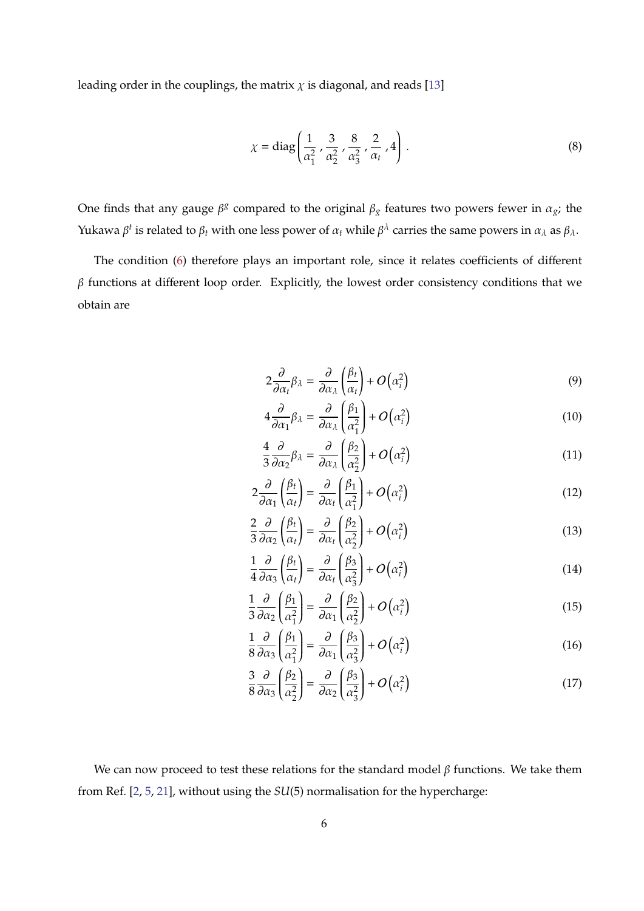leading order in the couplings, the matrix $\chi$ is diagonal, and reads [13]

$$\chi = \mathrm{diag}\left(\frac{1}{\alpha_1^2}\,,\frac{3}{\alpha_2^2}\,,\frac{8}{\alpha_3^2}\,,\frac{2}{\alpha_t}\,,4\right)\,. \tag{8}$$

One finds that any gauge $\beta^g$ compared to the original $\beta_g$ features two powers fewer in $\alpha_g$; the Yukawa $\beta^t$ is related to $\beta_t$ with one less power of $\alpha_t$ while $\beta^\lambda$ carries the same powers in $\alpha_\lambda$ as $\beta_\lambda$.

The condition (6) therefore plays an important role, since it relates coefficients of different $\beta$ functions at different loop order. Explicitly, the lowest order consistency conditions that we obtain are

$$2\frac{\partial}{\partial\alpha_t}\beta_\lambda = \frac{\partial}{\partial\alpha_\lambda}\left(\frac{\beta_t}{\alpha_t}\right) + O\left(\alpha_i^2\right) \tag{9}$$

$$4\frac{\partial}{\partial\alpha_1}\beta_\lambda = \frac{\partial}{\partial\alpha_\lambda}\left(\frac{\beta_1}{\alpha_1^2}\right) + O\left(\alpha_i^2\right) \tag{10}$$

$$\frac{4}{3}\frac{\partial}{\partial\alpha_2}\beta_\lambda = \frac{\partial}{\partial\alpha_\lambda}\left(\frac{\beta_2}{\alpha_2^2}\right) + O\left(\alpha_i^2\right) \tag{11}$$

$$2\frac{\partial}{\partial\alpha_1}\left(\frac{\beta_t}{\alpha_t}\right) = \frac{\partial}{\partial\alpha_t}\left(\frac{\beta_1}{\alpha_1^2}\right) + O\left(\alpha_i^2\right) \tag{12}$$

$$\frac{2}{3}\frac{\partial}{\partial\alpha_2}\left(\frac{\beta_t}{\alpha_t}\right) = \frac{\partial}{\partial\alpha_t}\left(\frac{\beta_2}{\alpha_2^2}\right) + O\left(\alpha_i^2\right) \tag{13}$$

$$\frac{1}{4}\frac{\partial}{\partial\alpha_3}\left(\frac{\beta_t}{\alpha_t}\right) = \frac{\partial}{\partial\alpha_t}\left(\frac{\beta_3}{\alpha_3^2}\right) + O\left(\alpha_i^2\right) \tag{14}$$

$$\frac{1}{3}\frac{\partial}{\partial\alpha_2}\left(\frac{\beta_1}{\alpha_1^2}\right) = \frac{\partial}{\partial\alpha_1}\left(\frac{\beta_2}{\alpha_2^2}\right) + O\left(\alpha_i^2\right) \tag{15}$$

$$\frac{1}{8}\frac{\partial}{\partial\alpha_3}\left(\frac{\beta_1}{\alpha_1^2}\right) = \frac{\partial}{\partial\alpha_1}\left(\frac{\beta_3}{\alpha_3^2}\right) + O\left(\alpha_i^2\right) \tag{16}$$

$$\frac{3}{8}\frac{\partial}{\partial\alpha_3}\left(\frac{\beta_2}{\alpha_2^2}\right) = \frac{\partial}{\partial\alpha_2}\left(\frac{\beta_3}{\alpha_3^2}\right) + O\left(\alpha_i^2\right) \tag{17}$$

We can now proceed to test these relations for the standard model $\beta$ functions. We take them from Ref. [2, 5, 21], without using the $SU(5)$ normalisation for the hypercharge: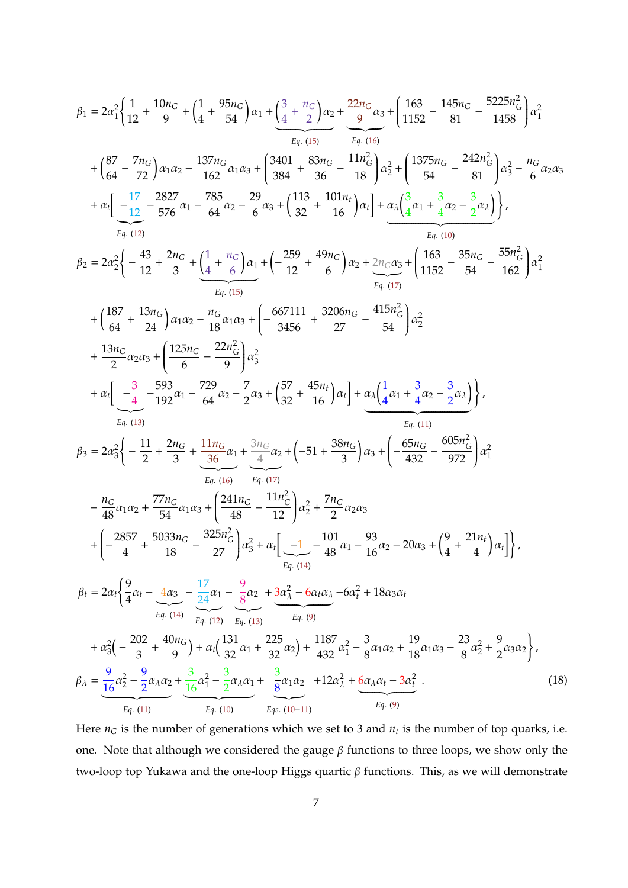$$
\begin{aligned}
\beta_1 &= 2\alpha_1^2 \Bigg\{ \frac{1}{12} + \frac{10 n_G}{9} + \left(\frac{1}{4} + \frac{95 n_G}{54}\right)\alpha_1 + \underbrace{\left(\frac{3}{4} + \frac{n_G}{2}\right)\alpha_2}_{Eq.~(15)} + \underbrace{\frac{22 n_G}{9}\alpha_3}_{Eq.~(16)} + \left(\frac{163}{1152} - \frac{145 n_G}{81} - \frac{5225 n_G^2}{1458}\right)\alpha_1^2 \\
&+ \left(\frac{87}{64} - \frac{7 n_G}{72}\right)\alpha_1\alpha_2 - \frac{137 n_G}{162}\alpha_1\alpha_3 + \left(\frac{3401}{384} + \frac{83 n_G}{36} - \frac{11 n_G^2}{18}\right)\alpha_2^2 + \left(\frac{1375 n_G}{54} - \frac{242 n_G^2}{81}\right)\alpha_3^2 - \frac{n_G}{6}\alpha_2\alpha_3 \\
&+ \alpha_t\Bigg[\underbrace{-\frac{17}{12}}_{Eq.~(12)} - \frac{2827}{576}\alpha_1 - \frac{785}{64}\alpha_2 - \frac{29}{6}\alpha_3 + \left(\frac{113}{32} + \frac{101 n_t}{16}\right)\alpha_t\Bigg] + \underbrace{\alpha_\lambda\left(\frac{3}{4}\alpha_1 + \frac{3}{4}\alpha_2 - \frac{3}{2}\alpha_\lambda\right)}_{Eq.~(10)}\Bigg\}, \\
\beta_2 &= 2\alpha_2^2 \Bigg\{ -\frac{43}{12} + \frac{2 n_G}{3} + \underbrace{\left(\frac{1}{4} + \frac{n_G}{6}\right)\alpha_1}_{Eq.~(15)} + \left(-\frac{259}{12} + \frac{49 n_G}{6}\right)\alpha_2 + \underbrace{2 n_G \alpha_3}_{Eq.~(17)} + \left(\frac{163}{1152} - \frac{35 n_G}{54} - \frac{55 n_G^2}{162}\right)\alpha_1^2 \\
&+ \left(\frac{187}{64} + \frac{13 n_G}{24}\right)\alpha_1\alpha_2 - \frac{n_G}{18}\alpha_1\alpha_3 + \left(-\frac{667111}{3456} + \frac{3206 n_G}{27} - \frac{415 n_G^2}{54}\right)\alpha_2^2 \\
&+ \frac{13 n_G}{2}\alpha_2\alpha_3 + \left(\frac{125 n_G}{6} - \frac{22 n_G^2}{9}\right)\alpha_3^2 \\
&+ \alpha_t\Bigg[\underbrace{-\frac{3}{4}}_{Eq.~(13)} - \frac{593}{192}\alpha_1 - \frac{729}{64}\alpha_2 - \frac{7}{2}\alpha_3 + \left(\frac{57}{32} + \frac{45 n_t}{16}\right)\alpha_t\Bigg] + \underbrace{\alpha_\lambda\left(\frac{1}{4}\alpha_1 + \frac{3}{4}\alpha_2 - \frac{3}{2}\alpha_\lambda\right)}_{Eq.~(11)}\Bigg\}, \\
\beta_3 &= 2\alpha_3^2 \Bigg\{ -\frac{11}{2} + \frac{2 n_G}{3} + \underbrace{\frac{11 n_G}{36}\alpha_1}_{Eq.~(16)} + \underbrace{\frac{3 n_G}{4}\alpha_2}_{Eq.~(17)} + \left(-51 + \frac{38 n_G}{3}\right)\alpha_3 + \left(-\frac{65 n_G}{432} - \frac{605 n_G^2}{972}\right)\alpha_1^2 \\
&- \frac{n_G}{48}\alpha_1\alpha_2 + \frac{77 n_G}{54}\alpha_1\alpha_3 + \left(\frac{241 n_G}{48} - \frac{11 n_G^2}{12}\right)\alpha_2^2 + \frac{7 n_G}{2}\alpha_2\alpha_3 \\
&+ \left(-\frac{2857}{4} + \frac{5033 n_G}{18} - \frac{325 n_G^2}{27}\right)\alpha_3^2 + \alpha_t\Bigg[\underbrace{-1}_{Eq.~(14)} - \frac{101}{48}\alpha_1 - \frac{93}{16}\alpha_2 - 20\alpha_3 + \left(\frac{9}{4} + \frac{21 n_t}{4}\right)\alpha_t\Bigg]\Bigg\}, \\
\beta_t &= 2\alpha_t \Bigg\{ \frac{9}{4}\alpha_t - \underbrace{4\alpha_3}_{Eq.~(14)} - \underbrace{\frac{17}{24}\alpha_1}_{Eq.~(12)} - \underbrace{\frac{9}{8}\alpha_2}_{Eq.~(13)} + \underbrace{3\alpha_\lambda^2 - 6\alpha_t\alpha_\lambda}_{Eq.~(9)} - 6\alpha_t^2 + 18\alpha_3\alpha_t \\
&+ \alpha_3^2\left(-\frac{202}{3} + \frac{40 n_G}{9}\right) + \alpha_t\left(\frac{131}{32}\alpha_1 + \frac{225}{32}\alpha_2\right) + \frac{1187}{432}\alpha_1^2 - \frac{3}{8}\alpha_1\alpha_2 + \frac{19}{18}\alpha_1\alpha_3 - \frac{23}{8}\alpha_2^2 + \frac{9}{2}\alpha_3\alpha_2\Bigg\}, \\
\beta_\lambda &= \underbrace{\frac{9}{16}\alpha_2^2 - \frac{9}{2}\alpha_\lambda\alpha_2}_{Eq.~(11)} + \underbrace{\frac{3}{16}\alpha_1^2 - \frac{3}{2}\alpha_\lambda\alpha_1}_{Eq.~(10)} + \underbrace{\frac{3}{8}\alpha_1\alpha_2}_{Eqs.~(10\text{–}11)} + 12\alpha_\lambda^2 + \underbrace{6\alpha_\lambda\alpha_t - 3\alpha_t^2}_{Eq.~(9)}.
\end{aligned}
\tag{18}
$$

Here $n_G$ is the number of generations which we set to 3 and $n_t$ is the number of top quarks, i.e. one. Note that although we considered the gauge $\beta$ functions to three loops, we show only the two-loop top Yukawa and the one-loop Higgs quartic $\beta$ functions. This, as we will demonstrate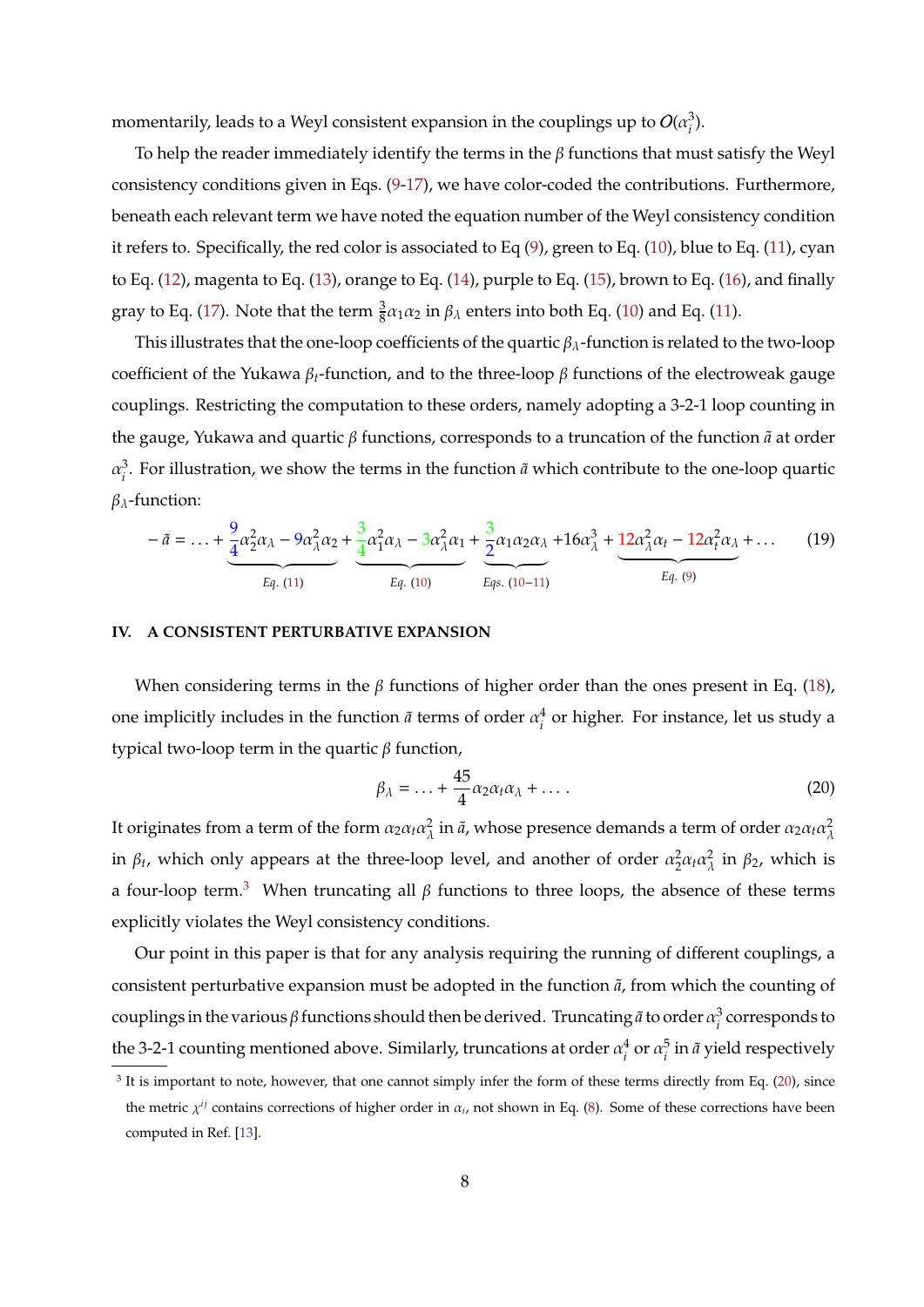momentarily, leads to a Weyl consistent expansion in the couplings up to $O(\alpha_i^3)$.

To help the reader immediately identify the terms in the $\beta$ functions that must satisfy the Weyl consistency conditions given in Eqs. (9-17), we have color-coded the contributions. Furthermore, beneath each relevant term we have noted the equation number of the Weyl consistency condition it refers to. Specifically, the red color is associated to Eq (9), green to Eq. (10), blue to Eq. (11), cyan to Eq. (12), magenta to Eq. (13), orange to Eq. (14), purple to Eq. (15), brown to Eq. (16), and finally gray to Eq. (17). Note that the term $\frac{3}{8}\alpha_1\alpha_2$ in $\beta_\lambda$ enters into both Eq. (10) and Eq. (11).

This illustrates that the one-loop coefficients of the quartic $\beta_\lambda$-function is related to the two-loop coefficient of the Yukawa $\beta_t$-function, and to the three-loop $\beta$ functions of the electroweak gauge couplings. Restricting the computation to these orders, namely adopting a 3-2-1 loop counting in the gauge, Yukawa and quartic $\beta$ functions, corresponds to a truncation of the function $\tilde{a}$ at order $\alpha_i^3$. For illustration, we show the terms in the function $\tilde{a}$ which contribute to the one-loop quartic $\beta_\lambda$-function:

$$-\tilde{a} = \ldots + \underbrace{\frac{9}{4}\alpha_2^2\alpha_\lambda - 9\alpha_\lambda^2\alpha_2}_{Eq.\ (11)} + \underbrace{\frac{3}{4}\alpha_1^2\alpha_\lambda - 3\alpha_\lambda^2\alpha_1}_{Eq.\ (10)} + \underbrace{\frac{3}{2}\alpha_1\alpha_2\alpha_\lambda}_{Eqs.\ (10-11)} + 16\alpha_\lambda^3 + \underbrace{12\alpha_\lambda^2\alpha_t - 12\alpha_t^2\alpha_\lambda}_{Eq.\ (9)} + \ldots \tag{19}$$

## IV. A CONSISTENT PERTURBATIVE EXPANSION

When considering terms in the $\beta$ functions of higher order than the ones present in Eq. (18), one implicitly includes in the function $\tilde{a}$ terms of order $\alpha_i^4$ or higher. For instance, let us study a typical two-loop term in the quartic $\beta$ function,

$$\beta_\lambda = \ldots + \frac{45}{4}\alpha_2\alpha_t\alpha_\lambda + \ldots . \tag{20}$$

It originates from a term of the form $\alpha_2\alpha_t\alpha_\lambda^2$ in $\tilde{a}$, whose presence demands a term of order $\alpha_2\alpha_t\alpha_\lambda^2$ in $\beta_t$, which only appears at the three-loop level, and another of order $\alpha_2^2\alpha_t\alpha_\lambda^2$ in $\beta_2$, which is a four-loop term.[3] When truncating all $\beta$ functions to three loops, the absence of these terms explicitly violates the Weyl consistency conditions.

Our point in this paper is that for any analysis requiring the running of different couplings, a consistent perturbative expansion must be adopted in the function $\tilde{a}$, from which the counting of couplings in the various $\beta$ functions should then be derived. Truncating $\tilde{a}$ to order $\alpha_i^3$ corresponds to the 3-2-1 counting mentioned above. Similarly, truncations at order $\alpha_i^4$ or $\alpha_i^5$ in $\tilde{a}$ yield respectively

[3] It is important to note, however, that one cannot simply infer the form of these terms directly from Eq. (20), since the metric $\chi^{ij}$ contains corrections of higher order in $\alpha_i$, not shown in Eq. (8). Some of these corrections have been computed in Ref. [13].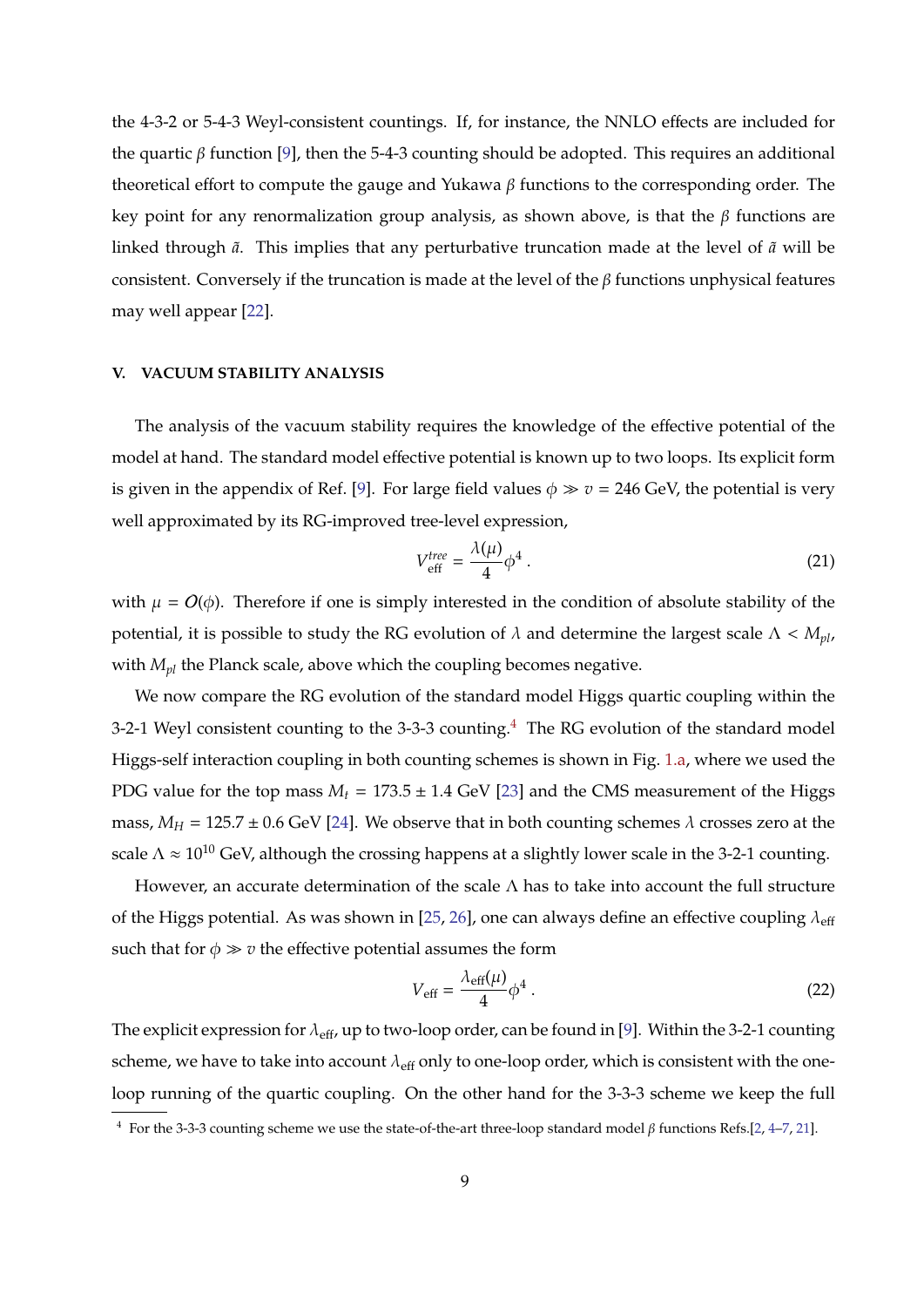the 4-3-2 or 5-4-3 Weyl-consistent countings. If, for instance, the NNLO effects are included for the quartic $\beta$ function [9], then the 5-4-3 counting should be adopted. This requires an additional theoretical effort to compute the gauge and Yukawa $\beta$ functions to the corresponding order. The key point for any renormalization group analysis, as shown above, is that the $\beta$ functions are linked through $\tilde{a}$. This implies that any perturbative truncation made at the level of $\tilde{a}$ will be consistent. Conversely if the truncation is made at the level of the $\beta$ functions unphysical features may well appear [22].

### V. VACUUM STABILITY ANALYSIS

The analysis of the vacuum stability requires the knowledge of the effective potential of the model at hand. The standard model effective potential is known up to two loops. Its explicit form is given in the appendix of Ref. [9]. For large field values $\phi \gg v = 246$ GeV, the potential is very well approximated by its RG-improved tree-level expression,

$$V_{\text{eff}}^{tree} = \frac{\lambda(\mu)}{4}\phi^4 \,. \tag{21}$$

with $\mu = O(\phi)$. Therefore if one is simply interested in the condition of absolute stability of the potential, it is possible to study the RG evolution of $\lambda$ and determine the largest scale $\Lambda < M_{pl}$, with $M_{pl}$ the Planck scale, above which the coupling becomes negative.

We now compare the RG evolution of the standard model Higgs quartic coupling within the 3-2-1 Weyl consistent counting to the 3-3-3 counting.[4] The RG evolution of the standard model Higgs-self interaction coupling in both counting schemes is shown in Fig. 1.a, where we used the PDG value for the top mass $M_t = 173.5 \pm 1.4$ GeV [23] and the CMS measurement of the Higgs mass, $M_H = 125.7 \pm 0.6$ GeV [24]. We observe that in both counting schemes $\lambda$ crosses zero at the scale $\Lambda \approx 10^{10}$ GeV, although the crossing happens at a slightly lower scale in the 3-2-1 counting.

However, an accurate determination of the scale $\Lambda$ has to take into account the full structure of the Higgs potential. As was shown in [25, 26], one can always define an effective coupling $\lambda_{\text{eff}}$ such that for $\phi \gg v$ the effective potential assumes the form

$$V_{\text{eff}} = \frac{\lambda_{\text{eff}}(\mu)}{4}\phi^4 \,. \tag{22}$$

The explicit expression for $\lambda_{\text{eff}}$, up to two-loop order, can be found in [9]. Within the 3-2-1 counting scheme, we have to take into account $\lambda_{\text{eff}}$ only to one-loop order, which is consistent with the one-loop running of the quartic coupling. On the other hand for the 3-3-3 scheme we keep the full

[4] For the 3-3-3 counting scheme we use the state-of-the-art three-loop standard model $\beta$ functions Refs.[2, 4–7, 21].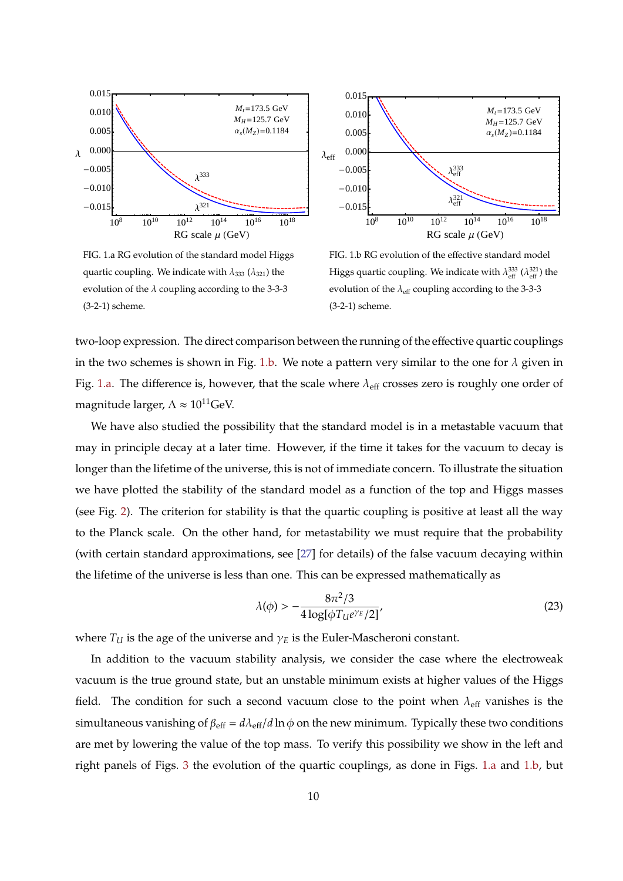FIG. 1.a RG evolution of the standard model Higgs quartic coupling. We indicate with $\lambda_{333}$ ($\lambda_{321}$) the evolution of the $\lambda$ coupling according to the 3-3-3 (3-2-1) scheme.

FIG. 1.b RG evolution of the effective standard model Higgs quartic coupling. We indicate with $\lambda_{\rm eff}^{333}$ ($\lambda_{\rm eff}^{321}$) the evolution of the $\lambda_{\rm eff}$ coupling according to the 3-3-3 (3-2-1) scheme.

two-loop expression. The direct comparison between the running of the effective quartic couplings in the two schemes is shown in Fig. 1.b. We note a pattern very similar to the one for $\lambda$ given in Fig. 1.a. The difference is, however, that the scale where $\lambda_{\rm eff}$ crosses zero is roughly one order of magnitude larger, $\Lambda \approx 10^{11}$GeV.

We have also studied the possibility that the standard model is in a metastable vacuum that may in principle decay at a later time. However, if the time it takes for the vacuum to decay is longer than the lifetime of the universe, this is not of immediate concern. To illustrate the situation we have plotted the stability of the standard model as a function of the top and Higgs masses (see Fig. 2). The criterion for stability is that the quartic coupling is positive at least all the way to the Planck scale. On the other hand, for metastability we must require that the probability (with certain standard approximations, see [27] for details) of the false vacuum decaying within the lifetime of the universe is less than one. This can be expressed mathematically as

$$\lambda(\phi) > -\frac{8\pi^2/3}{4\log[\phi T_U e^{\gamma_E}/2]}, \tag{23}$$

where $T_U$ is the age of the universe and $\gamma_E$ is the Euler-Mascheroni constant.

In addition to the vacuum stability analysis, we consider the case where the electroweak vacuum is the true ground state, but an unstable minimum exists at higher values of the Higgs field. The condition for such a second vacuum close to the point when $\lambda_{\rm eff}$ vanishes is the simultaneous vanishing of $\beta_{\rm eff} = d\lambda_{\rm eff}/d\ln\phi$ on the new minimum. Typically these two conditions are met by lowering the value of the top mass. To verify this possibility we show in the left and right panels of Figs. 3 the evolution of the quartic couplings, as done in Figs. 1.a and 1.b, but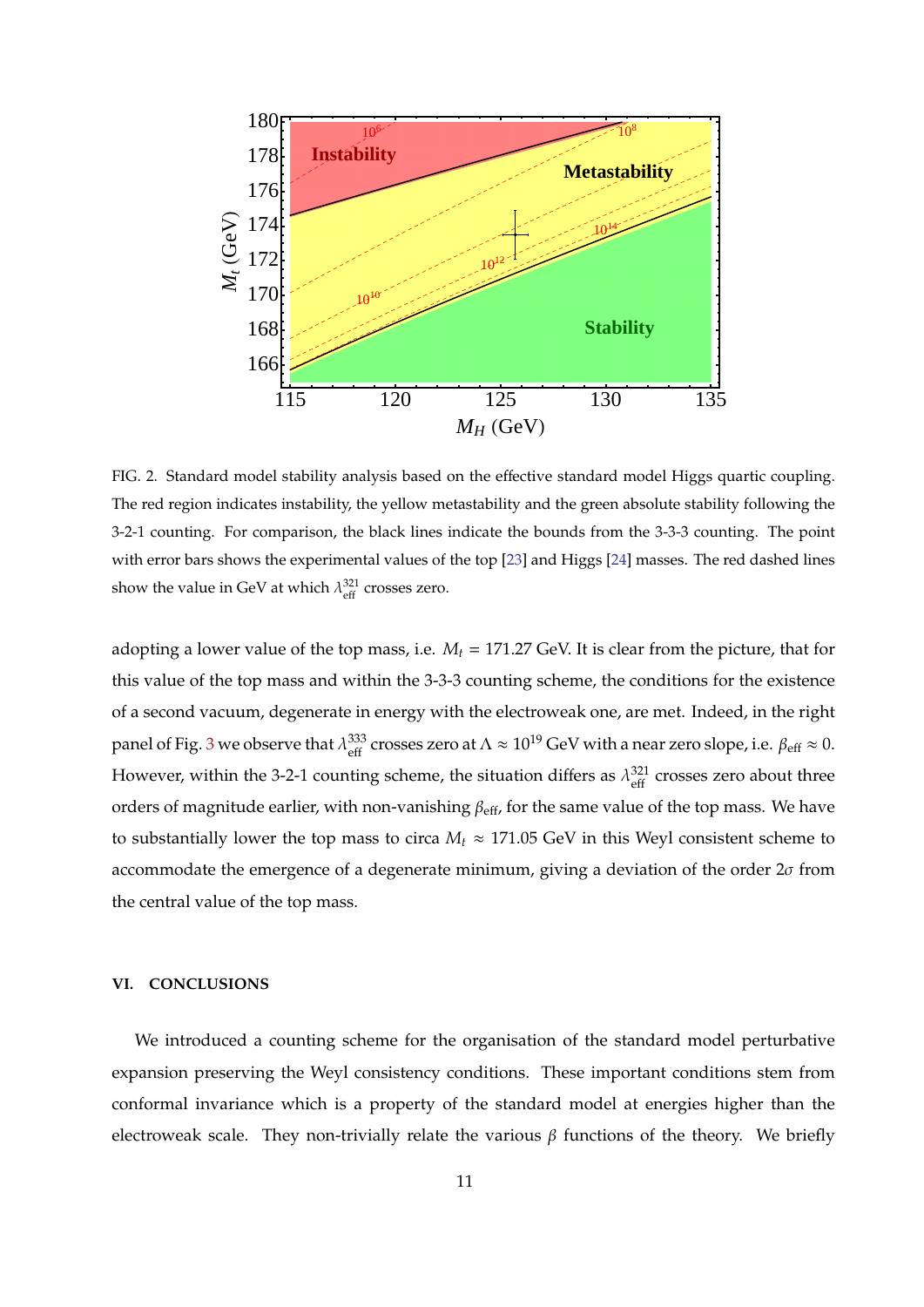FIG. 2. Standard model stability analysis based on the effective standard model Higgs quartic coupling. The red region indicates instability, the yellow metastability and the green absolute stability following the 3-2-1 counting. For comparison, the black lines indicate the bounds from the 3-3-3 counting. The point with error bars shows the experimental values of the top [23] and Higgs [24] masses. The red dashed lines show the value in GeV at which $\lambda_{\rm eff}^{321}$ crosses zero.

adopting a lower value of the top mass, i.e. $M_t = 171.27$ GeV. It is clear from the picture, that for this value of the top mass and within the 3-3-3 counting scheme, the conditions for the existence of a second vacuum, degenerate in energy with the electroweak one, are met. Indeed, in the right panel of Fig. 3 we observe that $\lambda_{\rm eff}^{333}$ crosses zero at $\Lambda \approx 10^{19}$ GeV with a near zero slope, i.e. $\beta_{\rm eff} \approx 0$. However, within the 3-2-1 counting scheme, the situation differs as $\lambda_{\rm eff}^{321}$ crosses zero about three orders of magnitude earlier, with non-vanishing $\beta_{\rm eff}$, for the same value of the top mass. We have to substantially lower the top mass to circa $M_t \approx 171.05$ GeV in this Weyl consistent scheme to accommodate the emergence of a degenerate minimum, giving a deviation of the order $2\sigma$ from the central value of the top mass.

## VI. CONCLUSIONS

We introduced a counting scheme for the organisation of the standard model perturbative expansion preserving the Weyl consistency conditions. These important conditions stem from conformal invariance which is a property of the standard model at energies higher than the electroweak scale. They non-trivially relate the various $\beta$ functions of the theory. We briefly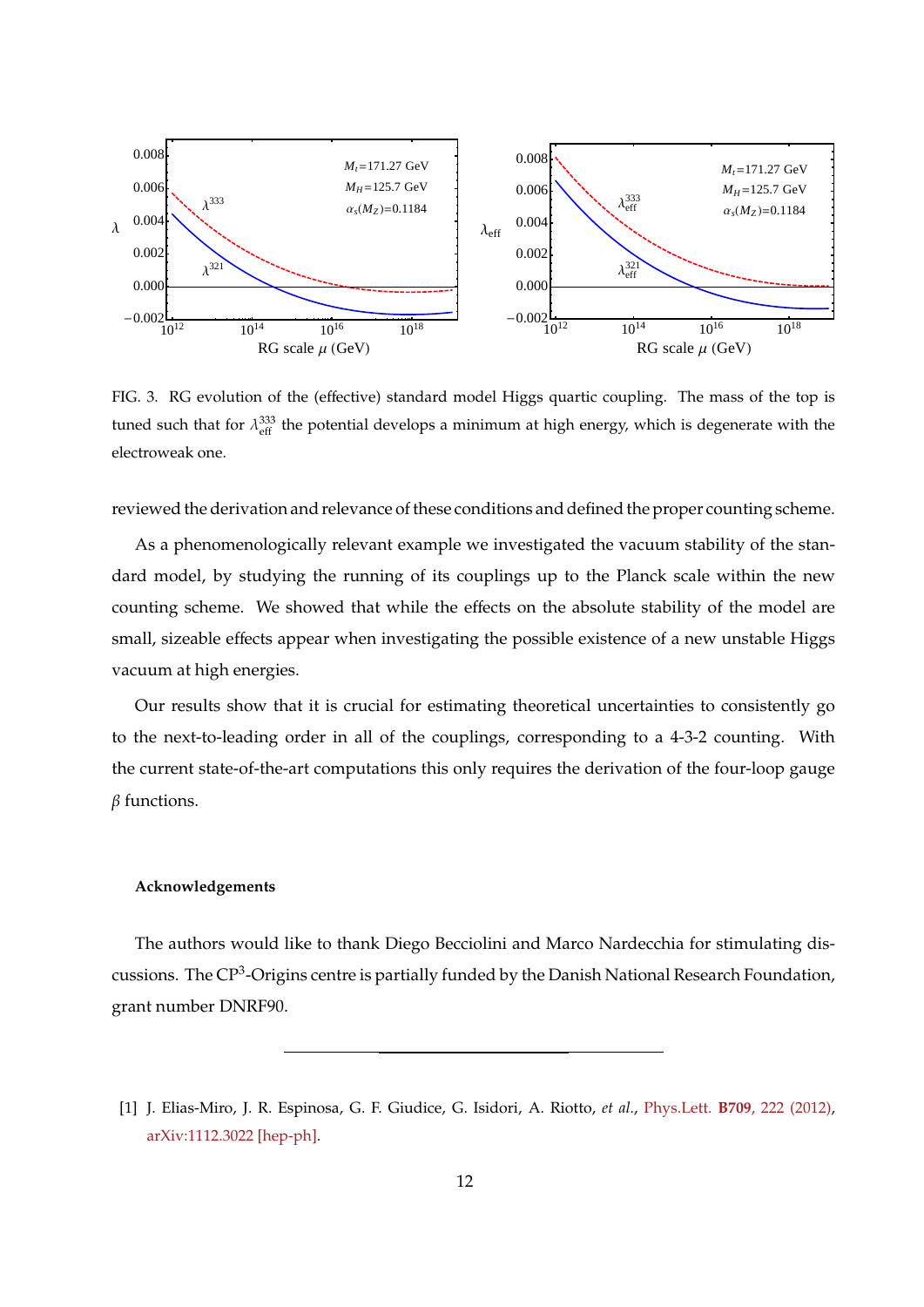FIG. 3. RG evolution of the (effective) standard model Higgs quartic coupling. The mass of the top is tuned such that for $\lambda_{\rm eff}^{333}$ the potential develops a minimum at high energy, which is degenerate with the electroweak one.

reviewed the derivation and relevance of these conditions and defined the proper counting scheme.

As a phenomenologically relevant example we investigated the vacuum stability of the standard model, by studying the running of its couplings up to the Planck scale within the new counting scheme. We showed that while the effects on the absolute stability of the model are small, sizeable effects appear when investigating the possible existence of a new unstable Higgs vacuum at high energies.

Our results show that it is crucial for estimating theoretical uncertainties to consistently go to the next-to-leading order in all of the couplings, corresponding to a 4-3-2 counting. With the current state-of-the-art computations this only requires the derivation of the four-loop gauge $\beta$ functions.

#### Acknowledgements

The authors would like to thank Diego Becciolini and Marco Nardecchia for stimulating discussions. The CP$^3$-Origins centre is partially funded by the Danish National Research Foundation, grant number DNRF90.

---

[1] J. Elias-Miro, J. R. Espinosa, G. F. Giudice, G. Isidori, A. Riotto, *et al.*, Phys.Lett. **B709**, 222 (2012), arXiv:1112.3022 [hep-ph].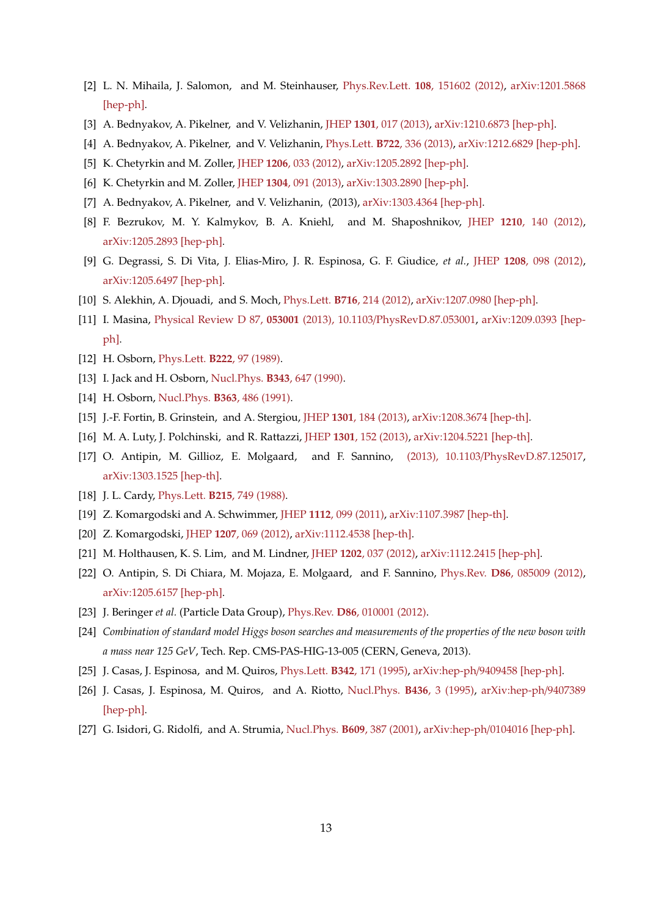- [2] L. N. Mihaila, J. Salomon, and M. Steinhauser, Phys.Rev.Lett. **108**, 151602 (2012), arXiv:1201.5868 [hep-ph].
- [3] A. Bednyakov, A. Pikelner, and V. Velizhanin, JHEP **1301**, 017 (2013), arXiv:1210.6873 [hep-ph].
- [4] A. Bednyakov, A. Pikelner, and V. Velizhanin, Phys.Lett. **B722**, 336 (2013), arXiv:1212.6829 [hep-ph].
- [5] K. Chetyrkin and M. Zoller, JHEP **1206**, 033 (2012), arXiv:1205.2892 [hep-ph].
- [6] K. Chetyrkin and M. Zoller, JHEP **1304**, 091 (2013), arXiv:1303.2890 [hep-ph].
- [7] A. Bednyakov, A. Pikelner, and V. Velizhanin, (2013), arXiv:1303.4364 [hep-ph].
- [8] F. Bezrukov, M. Y. Kalmykov, B. A. Kniehl, and M. Shaposhnikov, JHEP **1210**, 140 (2012), arXiv:1205.2893 [hep-ph].
- [9] G. Degrassi, S. Di Vita, J. Elias-Miro, J. R. Espinosa, G. F. Giudice, *et al.*, JHEP **1208**, 098 (2012), arXiv:1205.6497 [hep-ph].
- [10] S. Alekhin, A. Djouadi, and S. Moch, Phys.Lett. **B716**, 214 (2012), arXiv:1207.0980 [hep-ph].
- [11] I. Masina, Physical Review D 87, **053001** (2013), 10.1103/PhysRevD.87.053001, arXiv:1209.0393 [hep-ph].
- [12] H. Osborn, Phys.Lett. **B222**, 97 (1989).
- [13] I. Jack and H. Osborn, Nucl.Phys. **B343**, 647 (1990).
- [14] H. Osborn, Nucl.Phys. **B363**, 486 (1991).
- [15] J.-F. Fortin, B. Grinstein, and A. Stergiou, JHEP **1301**, 184 (2013), arXiv:1208.3674 [hep-th].
- [16] M. A. Luty, J. Polchinski, and R. Rattazzi, JHEP **1301**, 152 (2013), arXiv:1204.5221 [hep-th].
- [17] O. Antipin, M. Gillioz, E. Molgaard, and F. Sannino, (2013), 10.1103/PhysRevD.87.125017, arXiv:1303.1525 [hep-th].
- [18] J. L. Cardy, Phys.Lett. **B215**, 749 (1988).
- [19] Z. Komargodski and A. Schwimmer, JHEP **1112**, 099 (2011), arXiv:1107.3987 [hep-th].
- [20] Z. Komargodski, JHEP **1207**, 069 (2012), arXiv:1112.4538 [hep-th].
- [21] M. Holthausen, K. S. Lim, and M. Lindner, JHEP **1202**, 037 (2012), arXiv:1112.2415 [hep-ph].
- [22] O. Antipin, S. Di Chiara, M. Mojaza, E. Molgaard, and F. Sannino, Phys.Rev. **D86**, 085009 (2012), arXiv:1205.6157 [hep-ph].
- [23] J. Beringer *et al.* (Particle Data Group), Phys.Rev. **D86**, 010001 (2012).
- [24] *Combination of standard model Higgs boson searches and measurements of the properties of the new boson with a mass near 125 GeV*, Tech. Rep. CMS-PAS-HIG-13-005 (CERN, Geneva, 2013).
- [25] J. Casas, J. Espinosa, and M. Quiros, Phys.Lett. **B342**, 171 (1995), arXiv:hep-ph/9409458 [hep-ph].
- [26] J. Casas, J. Espinosa, M. Quiros, and A. Riotto, Nucl.Phys. **B436**, 3 (1995), arXiv:hep-ph/9407389 [hep-ph].
- [27] G. Isidori, G. Ridolfi, and A. Strumia, Nucl.Phys. **B609**, 387 (2001), arXiv:hep-ph/0104016 [hep-ph].